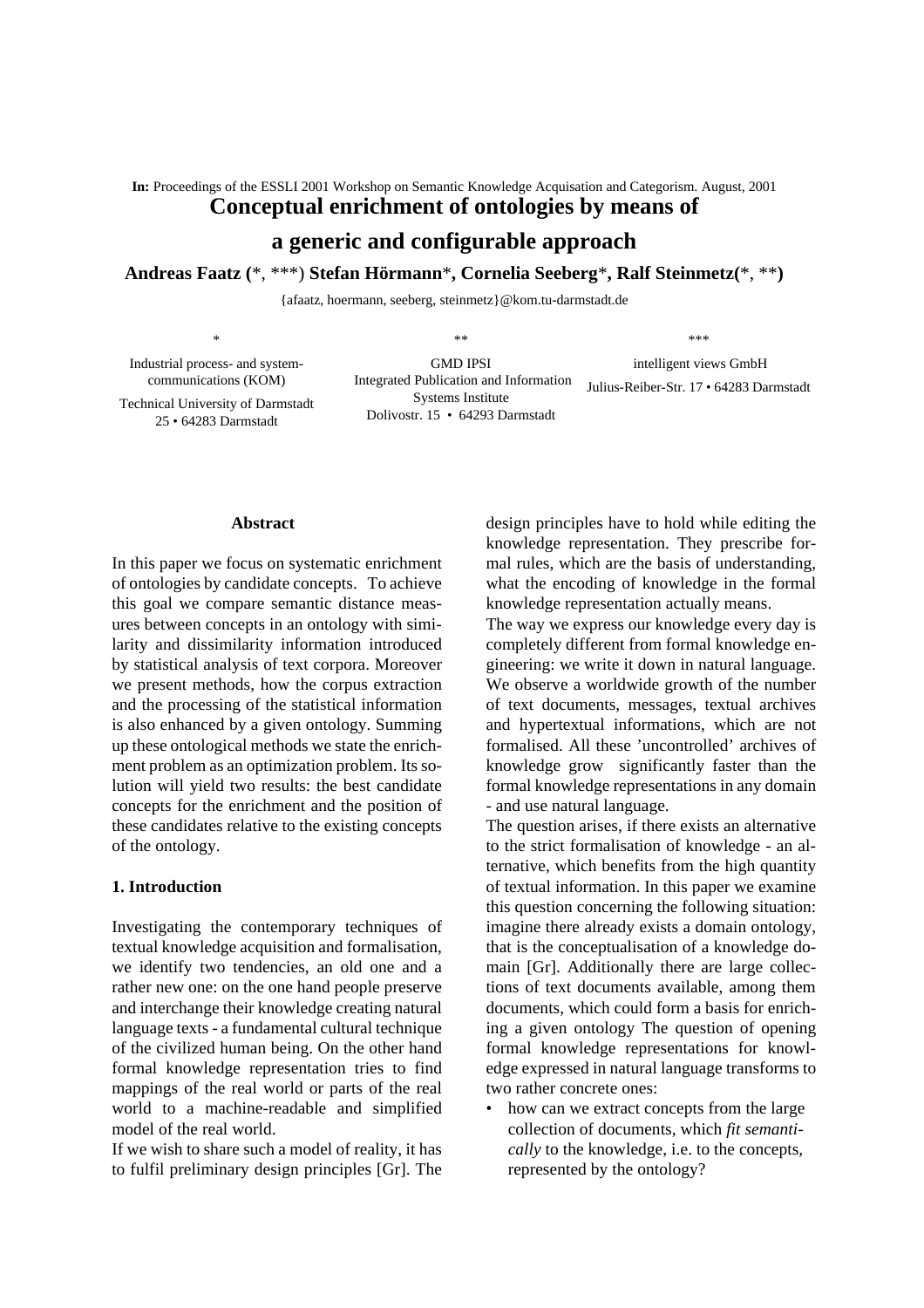**In:** Proceedings of the ESSLI 2001 Workshop on Semantic Knowledge Acquisation and Categorism. August, 2001

# Conceptual enrichment of ontologies by means of a generic and configurable approach

**Andreas Faatz (*, ***) Stefan Hörmann*, Cornelia Seeberg*, Ralf Steinmetz(*, **)**

{afaatz, hoermann, seeberg, steinmetz}@kom.tu-darmstadt.de

\*
Industrial process- and system-communications (KOM)
Technical University of Darmstadt
25 • 64283 Darmstadt

\*\*
GMD IPSI
Integrated Publication and Information Systems Institute
Dolivostr. 15 • 64293 Darmstadt

\*\*\*
intelligent views GmbH
Julius-Reiber-Str. 17 • 64283 Darmstadt

## Abstract

In this paper we focus on systematic enrichment of ontologies by candidate concepts. To achieve this goal we compare semantic distance measures between concepts in an ontology with similarity and dissimilarity information introduced by statistical analysis of text corpora. Moreover we present methods, how the corpus extraction and the processing of the statistical information is also enhanced by a given ontology. Summing up these ontological methods we state the enrichment problem as an optimization problem. Its solution will yield two results: the best candidate concepts for the enrichment and the position of these candidates relative to the existing concepts of the ontology.

## 1. Introduction

Investigating the contemporary techniques of textual knowledge acquisition and formalisation, we identify two tendencies, an old one and a rather new one: on the one hand people preserve and interchange their knowledge creating natural language texts - a fundamental cultural technique of the civilized human being. On the other hand formal knowledge representation tries to find mappings of the real world or parts of the real world to a machine-readable and simplified model of the real world.

If we wish to share such a model of reality, it has to fulfil preliminary design principles [Gr]. The design principles have to hold while editing the knowledge representation. They prescribe formal rules, which are the basis of understanding, what the encoding of knowledge in the formal knowledge representation actually means.

The way we express our knowledge every day is completely different from formal knowledge engineering: we write it down in natural language. We observe a worldwide growth of the number of text documents, messages, textual archives and hypertextual informations, which are not formalised. All these 'uncontrolled' archives of knowledge grow significantly faster than the formal knowledge representations in any domain - and use natural language.

The question arises, if there exists an alternative to the strict formalisation of knowledge - an alternative, which benefits from the high quantity of textual information. In this paper we examine this question concerning the following situation: imagine there already exists a domain ontology, that is the conceptualisation of a knowledge domain [Gr]. Additionally there are large collections of text documents available, among them documents, which could form a basis for enriching a given ontology The question of opening formal knowledge representations for knowledge expressed in natural language transforms to two rather concrete ones:

- how can we extract concepts from the large collection of documents, which *fit semantically* to the knowledge, i.e. to the concepts, represented by the ontology?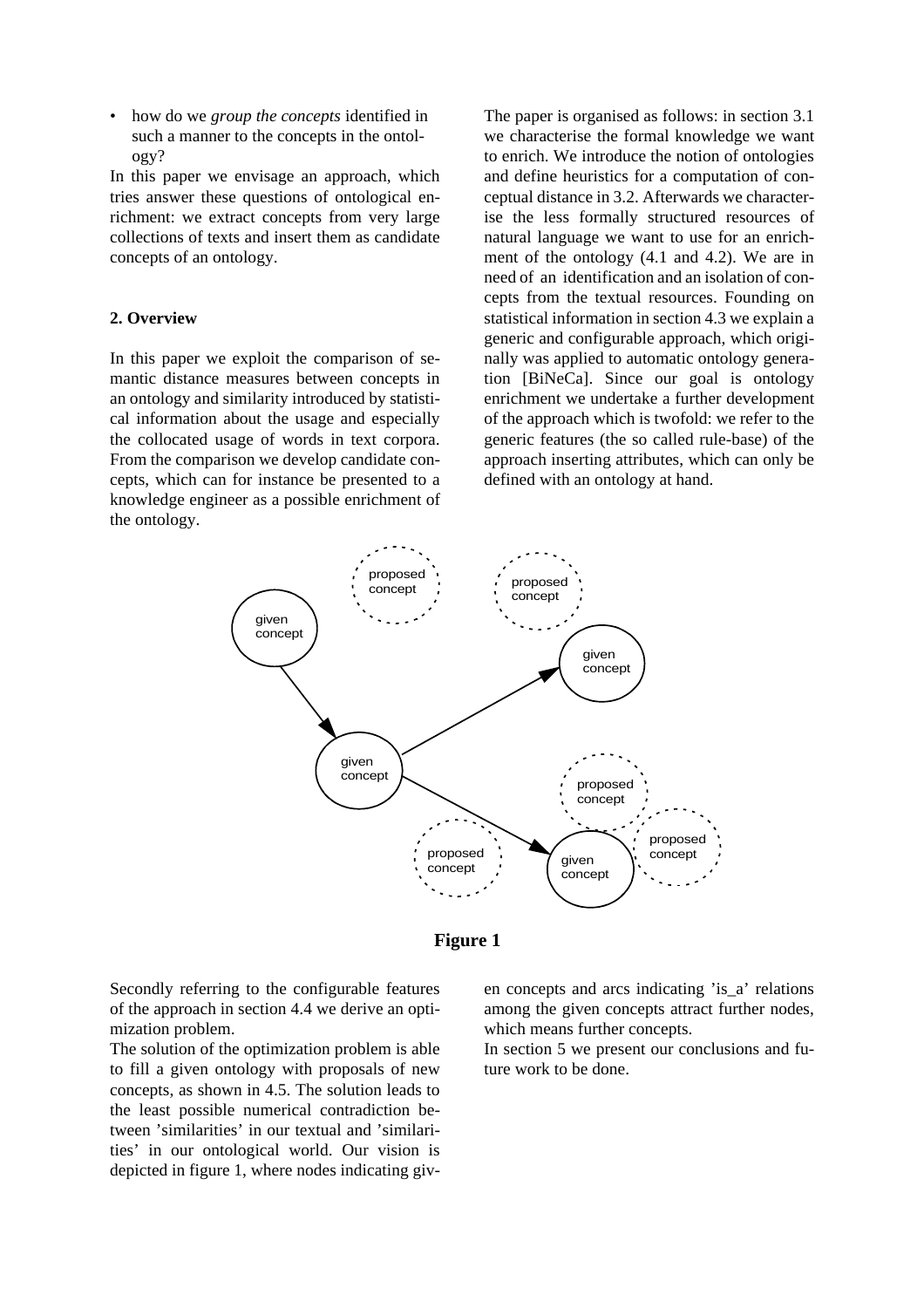- how do we *group the concepts* identified in such a manner to the concepts in the ontology?

In this paper we envisage an approach, which tries answer these questions of ontological enrichment: we extract concepts from very large collections of texts and insert them as candidate concepts of an ontology.

## 2. Overview

In this paper we exploit the comparison of semantic distance measures between concepts in an ontology and similarity introduced by statistical information about the usage and especially the collocated usage of words in text corpora. From the comparison we develop candidate concepts, which can for instance be presented to a knowledge engineer as a possible enrichment of the ontology.

The paper is organised as follows: in section 3.1 we characterise the formal knowledge we want to enrich. We introduce the notion of ontologies and define heuristics for a computation of conceptual distance in 3.2. Afterwards we characterise the less formally structured resources of natural language we want to use for an enrichment of the ontology (4.1 and 4.2). We are in need of an identification and an isolation of concepts from the textual resources. Founding on statistical information in section 4.3 we explain a generic and configurable approach, which originally was applied to automatic ontology generation [BiNeCa]. Since our goal is ontology enrichment we undertake a further development of the approach which is twofold: we refer to the generic features (the so called rule-base) of the approach inserting attributes, which can only be defined with an ontology at hand.

**Figure 1**

Secondly referring to the configurable features of the approach in section 4.4 we derive an optimization problem.

The solution of the optimization problem is able to fill a given ontology with proposals of new concepts, as shown in 4.5. The solution leads to the least possible numerical contradiction between 'similarities' in our textual and 'similarities' in our ontological world. Our vision is depicted in figure 1, where nodes indicating given concepts and arcs indicating 'is_a' relations among the given concepts attract further nodes, which means further concepts.

In section 5 we present our conclusions and future work to be done.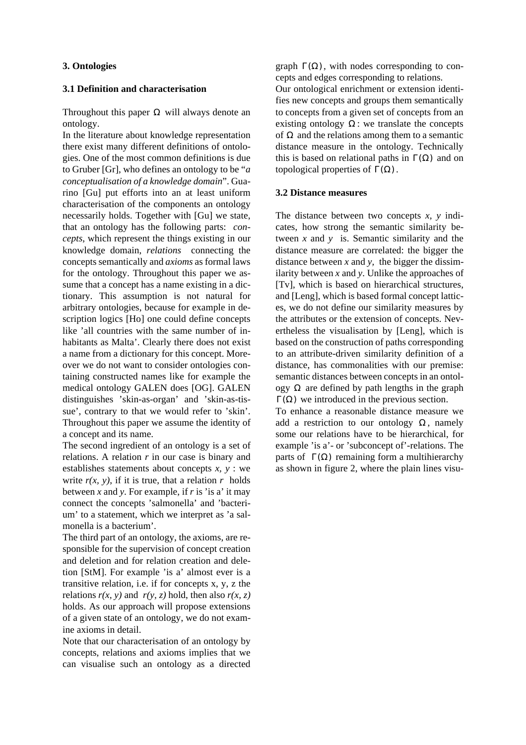## 3. Ontologies

### 3.1 Definition and characterisation

Throughout this paper $\Omega$ will always denote an ontology.

In the literature about knowledge representation there exist many different definitions of ontologies. One of the most common definitions is due to Gruber [Gr], who defines an ontology to be "*a conceptualisation of a knowledge domain*". Guarino [Gu] put efforts into an at least uniform characterisation of the components an ontology necessarily holds. Together with [Gu] we state, that an ontology has the following parts: *concepts*, which represent the things existing in our knowledge domain, *relations* connecting the concepts semantically and *axioms* as formal laws for the ontology. Throughout this paper we assume that a concept has a name existing in a dictionary. This assumption is not natural for arbitrary ontologies, because for example in description logics [Ho] one could define concepts like 'all countries with the same number of inhabitants as Malta'. Clearly there does not exist a name from a dictionary for this concept. Moreover we do not want to consider ontologies containing constructed names like for example the medical ontology GALEN does [OG]. GALEN distinguishes 'skin-as-organ' and 'skin-as-tissue', contrary to that we would refer to 'skin'. Throughout this paper we assume the identity of a concept and its name.

The second ingredient of an ontology is a set of relations. A relation $r$ in our case is binary and establishes statements about concepts $x, y$ : we write $r(x, y)$, if it is true, that a relation $r$ holds between $x$ and $y$. For example, if $r$ is 'is a' it may connect the concepts 'salmonella' and 'bacterium' to a statement, which we interpret as 'a salmonella is a bacterium'.

The third part of an ontology, the axioms, are responsible for the supervision of concept creation and deletion and for relation creation and deletion [StM]. For example 'is a' almost ever is a transitive relation, i.e. if for concepts x, y, z the relations $r(x, y)$ and $r(y, z)$ hold, then also $r(x, z)$ holds. As our approach will propose extensions of a given state of an ontology, we do not examine axioms in detail.

Note that our characterisation of an ontology by concepts, relations and axioms implies that we can visualise such an ontology as a directed graph $\Gamma(\Omega)$, with nodes corresponding to concepts and edges corresponding to relations.

Our ontological enrichment or extension identifies new concepts and groups them semantically to concepts from a given set of concepts from an existing ontology $\Omega$: we translate the concepts of $\Omega$ and the relations among them to a semantic distance measure in the ontology. Technically this is based on relational paths in $\Gamma(\Omega)$ and on topological properties of $\Gamma(\Omega)$.

### 3.2 Distance measures

The distance between two concepts $x, y$ indicates, how strong the semantic similarity between $x$ and $y$ is. Semantic similarity and the distance measure are correlated: the bigger the distance between $x$ and $y$, the bigger the dissimilarity between $x$ and $y$. Unlike the approaches of [Tv], which is based on hierarchical structures, and [Leng], which is based formal concept lattices, we do not define our similarity measures by the attributes or the extension of concepts. Nevertheless the visualisation by [Leng], which is based on the construction of paths corresponding to an attribute-driven similarity definition of a distance, has commonalities with our premise: semantic distances between concepts in an ontology $\Omega$ are defined by path lengths in the graph $\Gamma(\Omega)$ we introduced in the previous section.

To enhance a reasonable distance measure we add a restriction to our ontology $\Omega$, namely some our relations have to be hierarchical, for example 'is a'- or 'subconcept of'-relations. The parts of $\Gamma(\Omega)$ remaining form a multihierarchy as shown in figure 2, where the plain lines visu-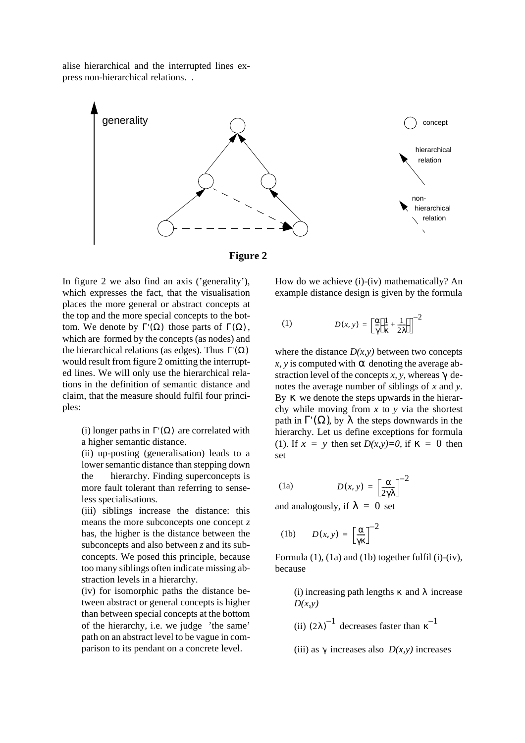alise hierarchical and the interrupted lines express non-hierarchical relations. .

**Figure 2**

In figure 2 we also find an axis ('generality'), which expresses the fact, that the visualisation places the more general or abstract concepts at the top and the more special concepts to the bottom. We denote by $\Gamma'(\Omega)$ those parts of $\Gamma(\Omega)$, which are formed by the concepts (as nodes) and the hierarchical relations (as edges). Thus $\Gamma'(\Omega)$ would result from figure 2 omitting the interrupted lines. We will only use the hierarchical relations in the definition of semantic distance and claim, that the measure should fulfil four principles:

(i) longer paths in $\Gamma'(\Omega)$ are correlated with a higher semantic distance.
(ii) up-posting (generalisation) leads to a lower semantic distance than stepping down the hierarchy. Finding superconcepts is more fault tolerant than referring to senseless specialisations.
(iii) siblings increase the distance: this means the more subconcepts one concept *z* has, the higher is the distance between the subconcepts and also between *z* and its subconcepts. We posed this principle, because too many siblings often indicate missing abstraction levels in a hierarchy.
(iv) for isomorphic paths the distance between abstract or general concepts is higher than between special concepts at the bottom of the hierarchy, i.e. we judge 'the same' path on an abstract level to be vague in comparison to its pendant on a concrete level.

How do we achieve (i)-(iv) mathematically? An example distance design is given by the formula

$$D(x,y) = \left[\frac{\alpha}{\gamma}\left(\frac{1}{\kappa} + \frac{1}{2\lambda}\right)\right]^{-2} \quad (1)$$

where the distance *D(x,y)* between two concepts *x, y* is computed with $\alpha$ denoting the average abstraction level of the concepts *x, y*, whereas $\gamma$ denotes the average number of siblings of *x* and *y*. By $\kappa$ we denote the steps upwards in the hierarchy while moving from *x* to *y* via the shortest path in $\Gamma'(\Omega)$, by $\lambda$ the steps downwards in the hierarchy. Let us define exceptions for formula (1). If $x = y$ then set $D(x,y)=0$, if $\kappa = 0$ then set

$$D(x,y) = \left[\frac{\alpha}{2\gamma\lambda}\right]^{-2} \quad (1a)$$

and analogously, if $\lambda = 0$ set

$$D(x,y) = \left[\frac{\alpha}{\gamma\kappa}\right]^{-2} \quad (1b)$$

Formula (1), (1a) and (1b) together fulfil (i)-(iv), because

(i) increasing path lengths $\kappa$ and $\lambda$ increase *D(x,y)*

(ii) $(2\lambda)^{-1}$ decreases faster than $\kappa^{-1}$

(iii) as $\gamma$ increases also *D(x,y)* increases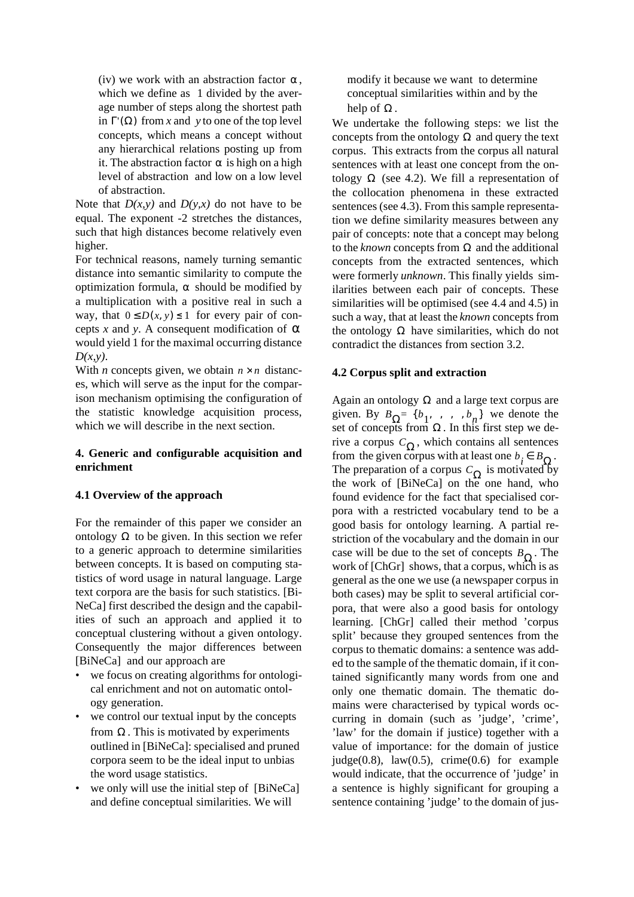(iv) we work with an abstraction factor $\alpha$, which we define as 1 divided by the average number of steps along the shortest path in $\Gamma'(\Omega)$ from $x$ and $y$ to one of the top level concepts, which means a concept without any hierarchical relations posting up from it. The abstraction factor $\alpha$ is high on a high level of abstraction and low on a low level of abstraction.

Note that $D(x,y)$ and $D(y,x)$ do not have to be equal. The exponent -2 stretches the distances, such that high distances become relatively even higher.

For technical reasons, namely turning semantic distance into semantic similarity to compute the optimization formula, $\alpha$ should be modified by a multiplication with a positive real in such a way, that $0 \leq D(x, y) \leq 1$ for every pair of concepts $x$ and $y$. A consequent modification of $\alpha$ would yield 1 for the maximal occurring distance $D(x,y)$.

With $n$ concepts given, we obtain $n \times n$ distances, which will serve as the input for the comparison mechanism optimising the configuration of the statistic knowledge acquisition process, which we will describe in the next section.

## 4. Generic and configurable acquisition and enrichment

### 4.1 Overview of the approach

For the remainder of this paper we consider an ontology $\Omega$ to be given. In this section we refer to a generic approach to determine similarities between concepts. It is based on computing statistics of word usage in natural language. Large text corpora are the basis for such statistics. [BiNeCa] first described the design and the capabilities of such an approach and applied it to conceptual clustering without a given ontology. Consequently the major differences between [BiNeCa] and our approach are

- we focus on creating algorithms for ontological enrichment and not on automatic ontology generation.
- we control our textual input by the concepts from $\Omega$. This is motivated by experiments outlined in [BiNeCa]: specialised and pruned corpora seem to be the ideal input to unbias the word usage statistics.
- we only will use the initial step of [BiNeCa] and define conceptual similarities. We will modify it because we want to determine conceptual similarities within and by the help of $\Omega$.

We undertake the following steps: we list the concepts from the ontology $\Omega$ and query the text corpus. This extracts from the corpus all natural sentences with at least one concept from the ontology $\Omega$ (see 4.2). We fill a representation of the collocation phenomena in these extracted sentences (see 4.3). From this sample representation we define similarity measures between any pair of concepts: note that a concept may belong to the *known* concepts from $\Omega$ and the additional concepts from the extracted sentences, which were formerly *unknown*. This finally yields similarities between each pair of concepts. These similarities will be optimised (see 4.4 and 4.5) in such a way, that at least the *known* concepts from the ontology $\Omega$ have similarities, which do not contradict the distances from section 3.2.

### 4.2 Corpus split and extraction

Again an ontology $\Omega$ and a large text corpus are given. By $B_{\Omega} = \{b_1, \ldots, b_n\}$ we denote the set of concepts from $\Omega$. In this first step we derive a corpus $C_{\Omega}$, which contains all sentences from the given corpus with at least one $b_i \in B_{\Omega}$. The preparation of a corpus $C_{\Omega}$ is motivated by the work of [BiNeCa] on the one hand, who found evidence for the fact that specialised corpora with a restricted vocabulary tend to be a good basis for ontology learning. A partial restriction of the vocabulary and the domain in our case will be due to the set of concepts $B_{\Omega}$. The work of [ChGr] shows, that a corpus, which is as general as the one we use (a newspaper corpus in both cases) may be split to several artificial corpora, that were also a good basis for ontology learning. [ChGr] called their method 'corpus split' because they grouped sentences from the corpus to thematic domains: a sentence was added to the sample of the thematic domain, if it contained significantly many words from one and only one thematic domain. The thematic domains were characterised by typical words occurring in domain (such as 'judge', 'crime', 'law' for the domain if justice) together with a value of importance: for the domain of justice judge(0.8), law(0.5), crime(0.6) for example would indicate, that the occurrence of 'judge' in a sentence is highly significant for grouping a sentence containing 'judge' to the domain of jus-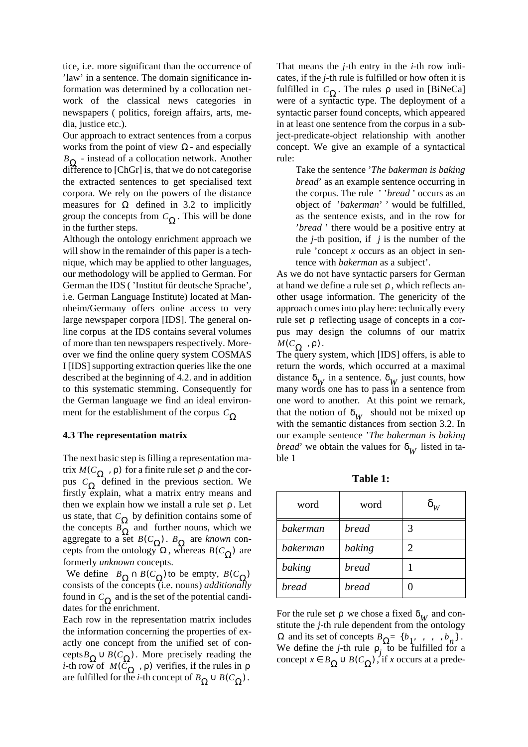tice, i.e. more significant than the occurrence of 'law' in a sentence. The domain significance information was determined by a collocation network of the classical news categories in newspapers ( politics, foreign affairs, arts, media, justice etc.).

Our approach to extract sentences from a corpus works from the point of view $\Omega$ - and especially $B_\Omega$ - instead of a collocation network. Another difference to [ChGr] is, that we do not categorise the extracted sentences to get specialised text corpora. We rely on the powers of the distance measures for $\Omega$ defined in 3.2 to implicitly group the concepts from $C_\Omega$. This will be done in the further steps.

Although the ontology enrichment approach we will show in the remainder of this paper is a technique, which may be applied to other languages, our methodology will be applied to German. For German the IDS ( 'Institut für deutsche Sprache', i.e. German Language Institute) located at Mannheim/Germany offers online access to very large newspaper corpora [IDS]. The general online corpus at the IDS contains several volumes of more than ten newspapers respectively. Moreover we find the online query system COSMAS I [IDS] supporting extraction queries like the one described at the beginning of 4.2. and in addition to this systematic stemming. Consequently for the German language we find an ideal environment for the establishment of the corpus $C_\Omega$

**4.3 The representation matrix**

The next basic step is filling a representation matrix $M(C_\Omega, \rho)$ for a finite rule set $\rho$ and the corpus $C_\Omega$ defined in the previous section. We firstly explain, what a matrix entry means and then we explain how we install a rule set $\rho$. Let us state, that $C_\Omega$ by definition contains some of the concepts $B_\Omega$ and further nouns, which we aggregate to a set $B(C_\Omega)$. $B_\Omega$ are *known* concepts from the ontology $\Omega$, whereas $B(C_\Omega)$ are formerly *unknown* concepts.

We define $B_\Omega \cap B(C_\Omega)$ to be empty, $B(C_\Omega)$ consists of the concepts (i.e. nouns) *additionally* found in $C_\Omega$ and is the set of the potential candidates for the enrichment.

Each row in the representation matrix includes the information concerning the properties of exactly one concept from the unified set of concepts $B_\Omega \cup B(C_\Omega)$. More precisely reading the *i*-th row of $M(C_\Omega, \rho)$ verifies, if the rules in $\rho$ are fulfilled for the *i*-th concept of $B_\Omega \cup B(C_\Omega)$.

That means the *j*-th entry in the *i*-th row indicates, if the *j*-th rule is fulfilled or how often it is fulfilled in $C_\Omega$. The rules $\rho$ used in [BiNeCa] were of a syntactic type. The deployment of a syntactic parser found concepts, which appeared in at least one sentence from the corpus in a subject-predicate-object relationship with another concept. We give an example of a syntactical rule:

> Take the sentence '*The bakerman is baking bread*' as an example sentence occurring in the corpus. The rule ' '*bread* ' occurs as an object of '*bakerman*' ' would be fulfilled, as the sentence exists, and in the row for '*bread* ' there would be a positive entry at the *j*-th position, if *j* is the number of the rule 'concept *x* occurs as an object in sentence with *bakerman* as a subject'.

As we do not have syntactic parsers for German at hand we define a rule set $\rho$, which reflects another usage information. The genericity of the approach comes into play here: technically every rule set $\rho$ reflecting usage of concepts in a corpus may design the columns of our matrix $M(C_\Omega, \rho)$.

The query system, which [IDS] offers, is able to return the words, which occurred at a maximal distance $\delta_W$ in a sentence. $\delta_W$ just counts, how many words one has to pass in a sentence from one word to another. At this point we remark, that the notion of $\delta_W$ should not be mixed up with the semantic distances from section 3.2. In our example sentence '*The bakerman is baking bread*' we obtain the values for $\delta_W$ listed in table 1

**Table 1:**

| word | word | $\delta_W$ |
|---|---|---|
| *bakerman* | *bread* | 3 |
| *bakerman* | *baking* | 2 |
| *baking* | *bread* | 1 |
| *bread* | *bread* | 0 |

For the rule set $\rho$ we chose a fixed $\delta_W$ and constitute the *j*-th rule dependent from the ontology $\Omega$ and its set of concepts $B_\Omega = \{b_1, \ldots, b_n\}$. We define the *j*-th rule $\rho_j$ to be fulfilled for a concept $x \in B_\Omega \cup B(C_\Omega)$, if *x* occurs at a prede-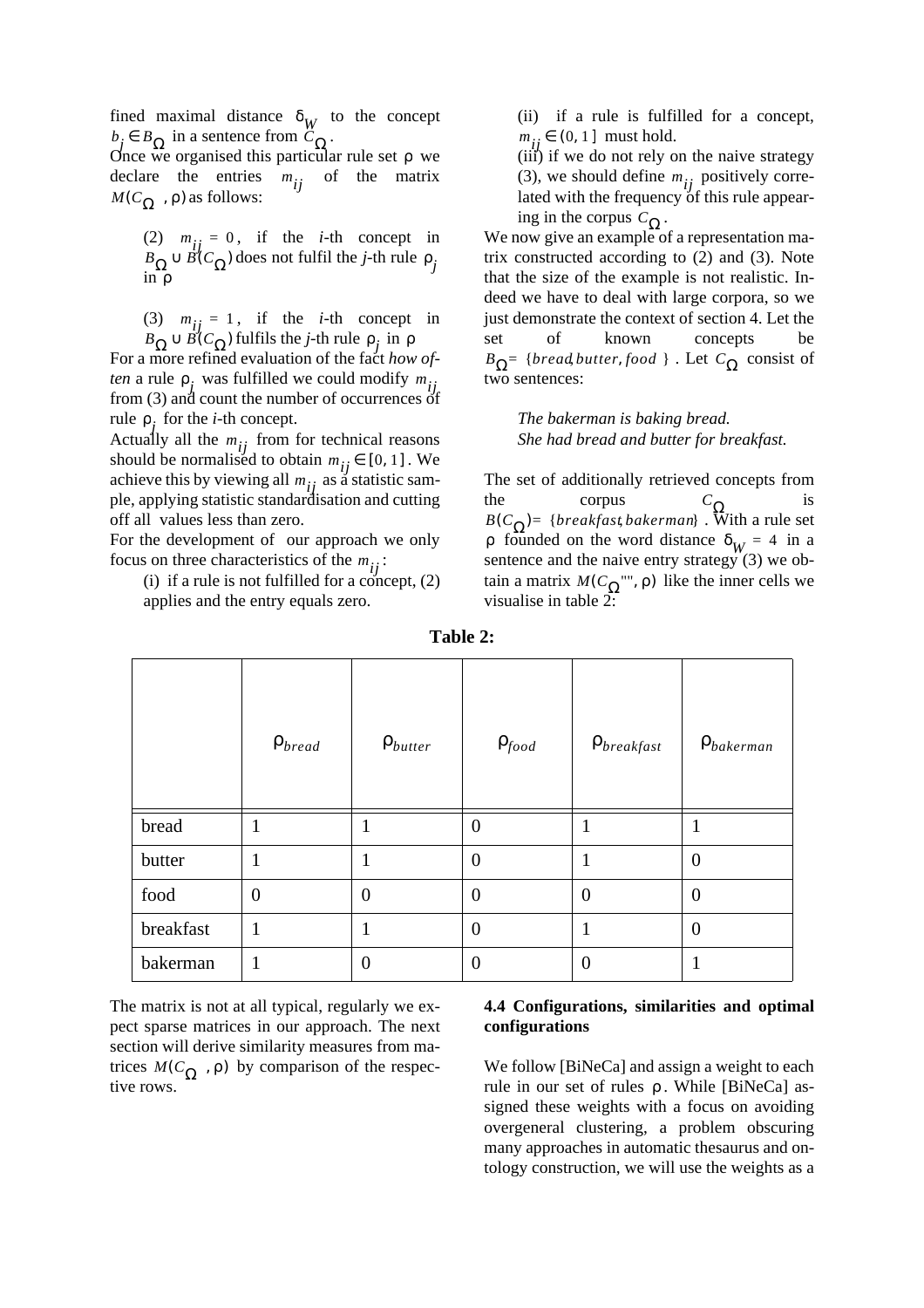fined maximal distance $\delta_W$ to the concept $b_j \in B_\Omega$ in a sentence from $C_\Omega$.

Once we organised this particular rule set $\rho$ we declare the entries $m_{ij}$ of the matrix $M(C_\Omega, \rho)$ as follows:

(2) $m_{ij} = 0$, if the *i*-th concept in $B_\Omega \cup B(C_\Omega)$ does not fulfil the *j*-th rule $\rho_j$ in $\rho$

(3) $m_{ij} = 1$, if the *i*-th concept in $B_\Omega \cup B(C_\Omega)$ fulfils the *j*-th rule $\rho_j$ in $\rho$

For a more refined evaluation of the fact *how often* a rule $\rho_j$ was fulfilled we could modify $m_{ij}$ from (3) and count the number of occurrences of rule $\rho_j$ for the *i*-th concept.

Actually all the $m_{ij}$ from for technical reasons should be normalised to obtain $m_{ij} \in [0, 1]$. We achieve this by viewing all $m_{ij}$ as a statistic sample, applying statistic standardisation and cutting off all values less than zero.

For the development of our approach we only focus on three characteristics of the $m_{ij}$:

(i) if a rule is not fulfilled for a concept, (2) applies and the entry equals zero.

(ii) if a rule is fulfilled for a concept, $m_{ij} \in (0, 1]$ must hold.

(iii) if we do not rely on the naive strategy (3), we should define $m_{ij}$ positively correlated with the frequency of this rule appearing in the corpus $C_\Omega$.

We now give an example of a representation matrix constructed according to (2) and (3). Note that the size of the example is not realistic. Indeed we have to deal with large corpora, so we just demonstrate the context of section 4. Let the set of known concepts be $B_\Omega = \{bread, butter, food\}$. Let $C_\Omega$ consist of two sentences:

*The bakerman is baking bread.*
*She had bread and butter for breakfast.*

The set of additionally retrieved concepts from the corpus $C_\Omega$ is $B(C_\Omega) = \{breakfast, bakerman\}$. With a rule set $\rho$ founded on the word distance $\delta_W = 4$ in a sentence and the naive entry strategy (3) we obtain a matrix $M(C_\Omega, \rho)$ like the inner cells we visualise in table 2:

**Table 2:**

| | $\rho_{bread}$ | $\rho_{butter}$ | $\rho_{food}$ | $\rho_{breakfast}$ | $\rho_{bakerman}$ |
|---|---|---|---|---|---|
| bread | 1 | 1 | 0 | 1 | 1 |
| butter | 1 | 1 | 0 | 1 | 0 |
| food | 0 | 0 | 0 | 0 | 0 |
| breakfast | 1 | 1 | 0 | 1 | 0 |
| bakerman | 1 | 0 | 0 | 0 | 1 |

The matrix is not at all typical, regularly we expect sparse matrices in our approach. The next section will derive similarity measures from matrices $M(C_\Omega, \rho)$ by comparison of the respective rows.

### 4.4 Configurations, similarities and optimal configurations

We follow [BiNeCa] and assign a weight to each rule in our set of rules $\rho$. While [BiNeCa] assigned these weights with a focus on avoiding overgeneral clustering, a problem obscuring many approaches in automatic thesaurus and ontology construction, we will use the weights as a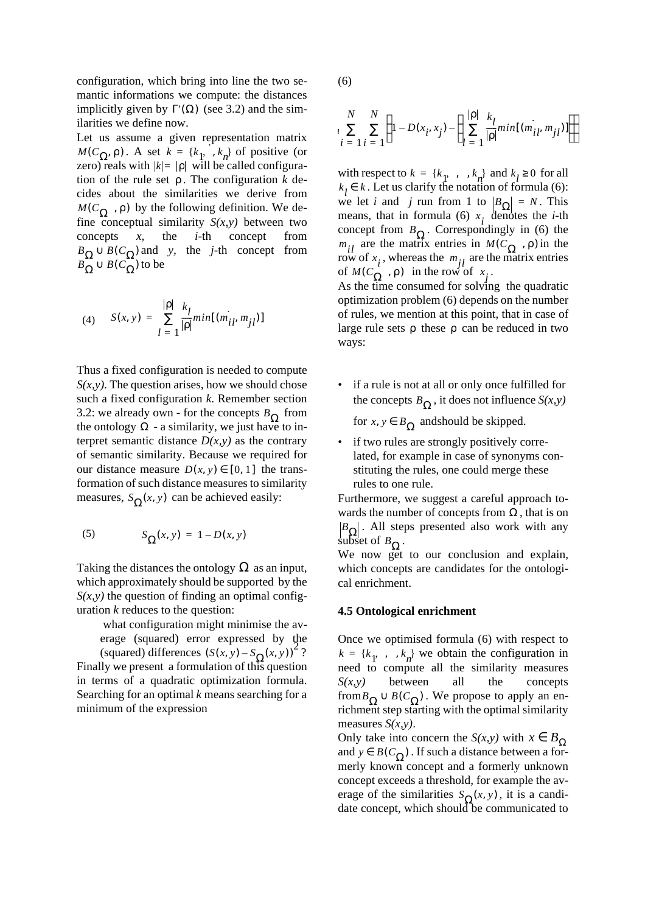configuration, which bring into line the two semantic informations we compute: the distances implicitly given by $\Gamma'(\Omega)$ (see 3.2) and the similarities we define now.

Let us assume a given representation matrix $M(C_\Omega, \rho)$. A set $k = \{k_1, \dots, k_n\}$ of positive (or zero) reals with $|k| = |\rho|$ will be called configuration of the rule set $\rho$. The configuration $k$ decides about the similarities we derive from $M(C_\Omega, \rho)$ by the following definition. We define conceptual similarity *S(x,y)* between two concepts *x*, the *i*-th concept from $B_\Omega \cup B(C_\Omega)$ and *y*, the *j*-th concept from $B_\Omega \cup B(C_\Omega)$ to be

$$\text{(4)} \quad S(x, y) = \sum_{l=1}^{|\rho|} \frac{k_l}{|\rho|} min[(m_{il}, m_{jl})]$$

Thus a fixed configuration is needed to compute *S(x,y)*. The question arises, how we should chose such a fixed configuration *k*. Remember section 3.2: we already own - for the concepts $B_\Omega$ from the ontology $\Omega$ - a similarity, we just have to interpret semantic distance *D(x,y)* as the contrary of semantic similarity. Because we required for our distance measure $D(x, y) \in [0, 1]$ the transformation of such distance measures to similarity measures, $S_\Omega(x, y)$ can be achieved easily:

$$\text{(5)} \quad S_\Omega(x, y) = 1 - D(x, y)$$

Taking the distances the ontology $\Omega$ as an input, which approximately should be supported by the *S(x,y)* the question of finding an optimal configuration *k* reduces to the question:

> what configuration might minimise the average (squared) error expressed by the (squared) differences $(S(x, y) - S_\Omega(x, y))^2$?

Finally we present a formulation of this question in terms of a quadratic optimization formula. Searching for an optimal *k* means searching for a minimum of the expression

(6)

$$\sum_{i=1}^{N} \sum_{j=1}^{N} \left(1 - D(x_i, x_j) - \left(\sum_{l=1}^{|\rho|} \frac{k_l}{|\rho|} min[(m_{il}, m_{jl})]\right)\right)^2$$

with respect to $k = \{k_1, \dots, k_n\}$ and $k_l \geq 0$ for all $k_l \in k$. Let us clarify the notation of formula (6): we let *i* and *j* run from 1 to $|B_\Omega| = N$. This means, that in formula (6) $x_i$ denotes the *i*-th concept from $B_\Omega$. Correspondingly in (6) the $m_{il}$ are the matrix entries in $M(C_\Omega, \rho)$ in the row of $x_i$, whereas the $m_{jl}$ are the matrix entries of $M(C_\Omega, \rho)$ in the row of $x_j$.

As the time consumed for solving the quadratic optimization problem (6) depends on the number of rules, we mention at this point, that in case of large rule sets $\rho$ these $\rho$ can be reduced in two ways:

- if a rule is not at all or only once fulfilled for the concepts $B_\Omega$, it does not influence *S(x,y)* for $x, y \in B_\Omega$ andshould be skipped.
- if two rules are strongly positively correlated, for example in case of synonyms constituting the rules, one could merge these rules to one rule.

Furthermore, we suggest a careful approach towards the number of concepts from $\Omega$, that is on $|B_\Omega|$. All steps presented also work with any subset of $B_\Omega$.

We now get to our conclusion and explain, which concepts are candidates for the ontological enrichment.

### 4.5 Ontological enrichment

Once we optimised formula (6) with respect to $k = \{k_1, \dots, k_n\}$ we obtain the configuration in need to compute all the similarity measures *S(x,y)* between all the concepts from $B_\Omega \cup B(C_\Omega)$. We propose to apply an enrichment step starting with the optimal similarity measures *S(x,y)*.

Only take into concern the *S(x,y)* with $x \in B_\Omega$ and $y \in B(C_\Omega)$. If such a distance between a formerly known concept and a formerly unknown concept exceeds a threshold, for example the average of the similarities $S_\Omega(x, y)$, it is a candidate concept, which should be communicated to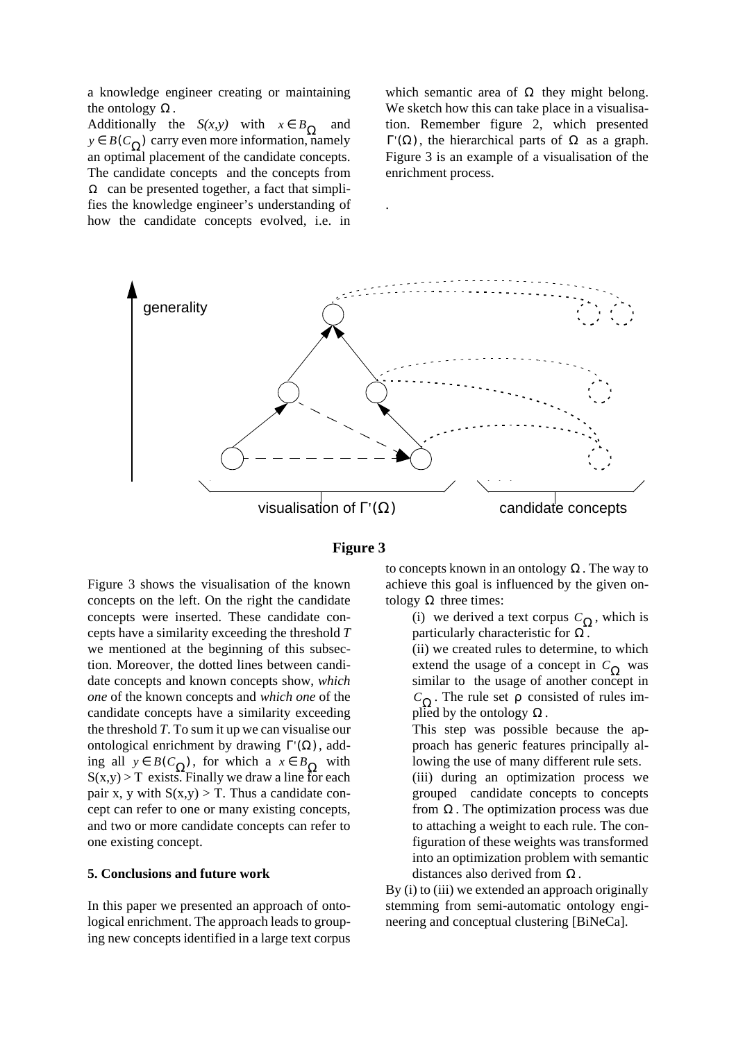a knowledge engineer creating or maintaining the ontology $\Omega$.

Additionally the $S(x,y)$ with $x \in B_\Omega$ and $y \in B(C_\Omega)$ carry even more information, namely an optimal placement of the candidate concepts. The candidate concepts and the concepts from $\Omega$ can be presented together, a fact that simplifies the knowledge engineer's understanding of how the candidate concepts evolved, i.e. in which semantic area of $\Omega$ they might belong. We sketch how this can take place in a visualisation. Remember figure 2, which presented $\Gamma'(\Omega)$, the hierarchical parts of $\Omega$ as a graph. Figure 3 is an example of a visualisation of the enrichment process.

**Figure 3**

Figure 3 shows the visualisation of the known concepts on the left. On the right the candidate concepts were inserted. These candidate concepts have a similarity exceeding the threshold $T$ we mentioned at the beginning of this subsection. Moreover, the dotted lines between candidate concepts and known concepts show, *which one* of the known concepts and *which one* of the candidate concepts have a similarity exceeding the threshold $T$. To sum it up we can visualise our ontological enrichment by drawing $\Gamma'(\Omega)$, adding all $y \in B(C_\Omega)$, for which a $x \in B_\Omega$ with $S(x,y) > T$ exists. Finally we draw a line for each pair x, y with $S(x,y) > T$. Thus a candidate concept can refer to one or many existing concepts, and two or more candidate concepts can refer to one existing concept.

## 5. Conclusions and future work

In this paper we presented an approach of ontological enrichment. The approach leads to grouping new concepts identified in a large text corpus to concepts known in an ontology $\Omega$. The way to achieve this goal is influenced by the given ontology $\Omega$ three times:

(i) we derived a text corpus $C_\Omega$, which is particularly characteristic for $\Omega$.

(ii) we created rules to determine, to which extend the usage of a concept in $C_\Omega$ was similar to the usage of another concept in $C_\Omega$. The rule set $\rho$ consisted of rules implied by the ontology $\Omega$.

This step was possible because the approach has generic features principally allowing the use of many different rule sets.

(iii) during an optimization process we grouped candidate concepts to concepts from $\Omega$. The optimization process was due to attaching a weight to each rule. The configuration of these weights was transformed into an optimization problem with semantic distances also derived from $\Omega$.

By (i) to (iii) we extended an approach originally stemming from semi-automatic ontology engineering and conceptual clustering [BiNeCa].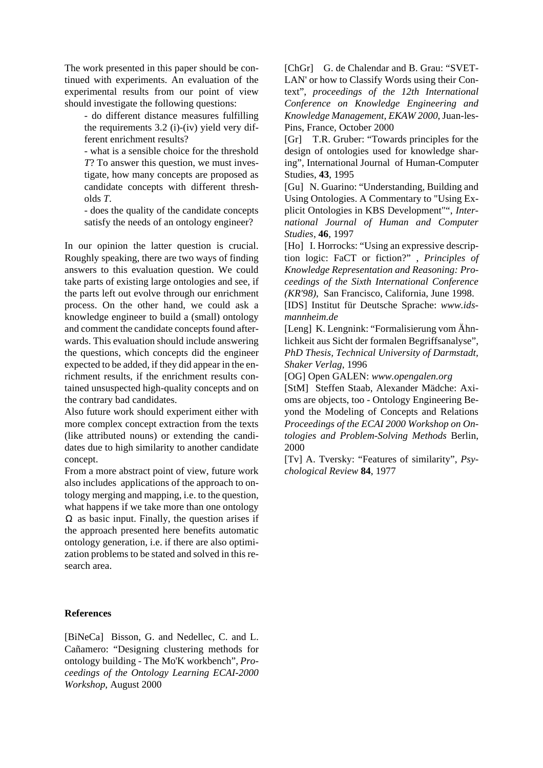The work presented in this paper should be continued with experiments. An evaluation of the experimental results from our point of view should investigate the following questions:

- do different distance measures fulfilling the requirements 3.2 (i)-(iv) yield very different enrichment results?
- what is a sensible choice for the threshold $T$? To answer this question, we must investigate, how many concepts are proposed as candidate concepts with different thresholds $T$.
- does the quality of the candidate concepts satisfy the needs of an ontology engineer?

In our opinion the latter question is crucial. Roughly speaking, there are two ways of finding answers to this evaluation question. We could take parts of existing large ontologies and see, if the parts left out evolve through our enrichment process. On the other hand, we could ask a knowledge engineer to build a (small) ontology and comment the candidate concepts found afterwards. This evaluation should include answering the questions, which concepts did the engineer expected to be added, if they did appear in the enrichment results, if the enrichment results contained unsuspected high-quality concepts and on the contrary bad candidates.

Also future work should experiment either with more complex concept extraction from the texts (like attributed nouns) or extending the candidates due to high similarity to another candidate concept.

From a more abstract point of view, future work also includes applications of the approach to ontology merging and mapping, i.e. to the question, what happens if we take more than one ontology $\Omega$ as basic input. Finally, the question arises if the approach presented here benefits automatic ontology generation, i.e. if there are also optimization problems to be stated and solved in this research area.

**References**

[BiNeCa] Bisson, G. and Nedellec, C. and L. Cañamero: "Designing clustering methods for ontology building - The Mo'K workbench", *Proceedings of the Ontology Learning ECAI-2000 Workshop*, August 2000

[ChGr] G. de Chalendar and B. Grau: "SVETLAN' or how to Classify Words using their Context", *proceedings of the 12th International Conference on Knowledge Engineering and Knowledge Management, EKAW 2000*, Juan-les-Pins, France, October 2000

[Gr] T.R. Gruber: "Towards principles for the design of ontologies used for knowledge sharing", International Journal of Human-Computer Studies, **43**, 1995

[Gu] N. Guarino: "Understanding, Building and Using Ontologies. A Commentary to "Using Explicit Ontologies in KBS Development"", *International Journal of Human and Computer Studies*, **46**, 1997

[Ho] I. Horrocks: "Using an expressive description logic: FaCT or fiction?" , *Principles of Knowledge Representation and Reasoning: Proceedings of the Sixth International Conference (KR'98)*, San Francisco, California, June 1998.

[IDS] Institut für Deutsche Sprache: *www.ids-mannheim.de*

[Leng] K. Lengnink: "Formalisierung vom Ähnlichkeit aus Sicht der formalen Begriffsanalyse", *PhD Thesis, Technical University of Darmstadt, Shaker Verlag*, 1996

[OG] Open GALEN: *www.opengalen.org*

[StM] Steffen Staab, Alexander Mädche: Axioms are objects, too - Ontology Engineering Beyond the Modeling of Concepts and Relations *Proceedings of the ECAI 2000 Workshop on Ontologies and Problem-Solving Methods* Berlin, 2000

[Tv] A. Tversky: "Features of similarity", *Psychological Review* **84**, 1977